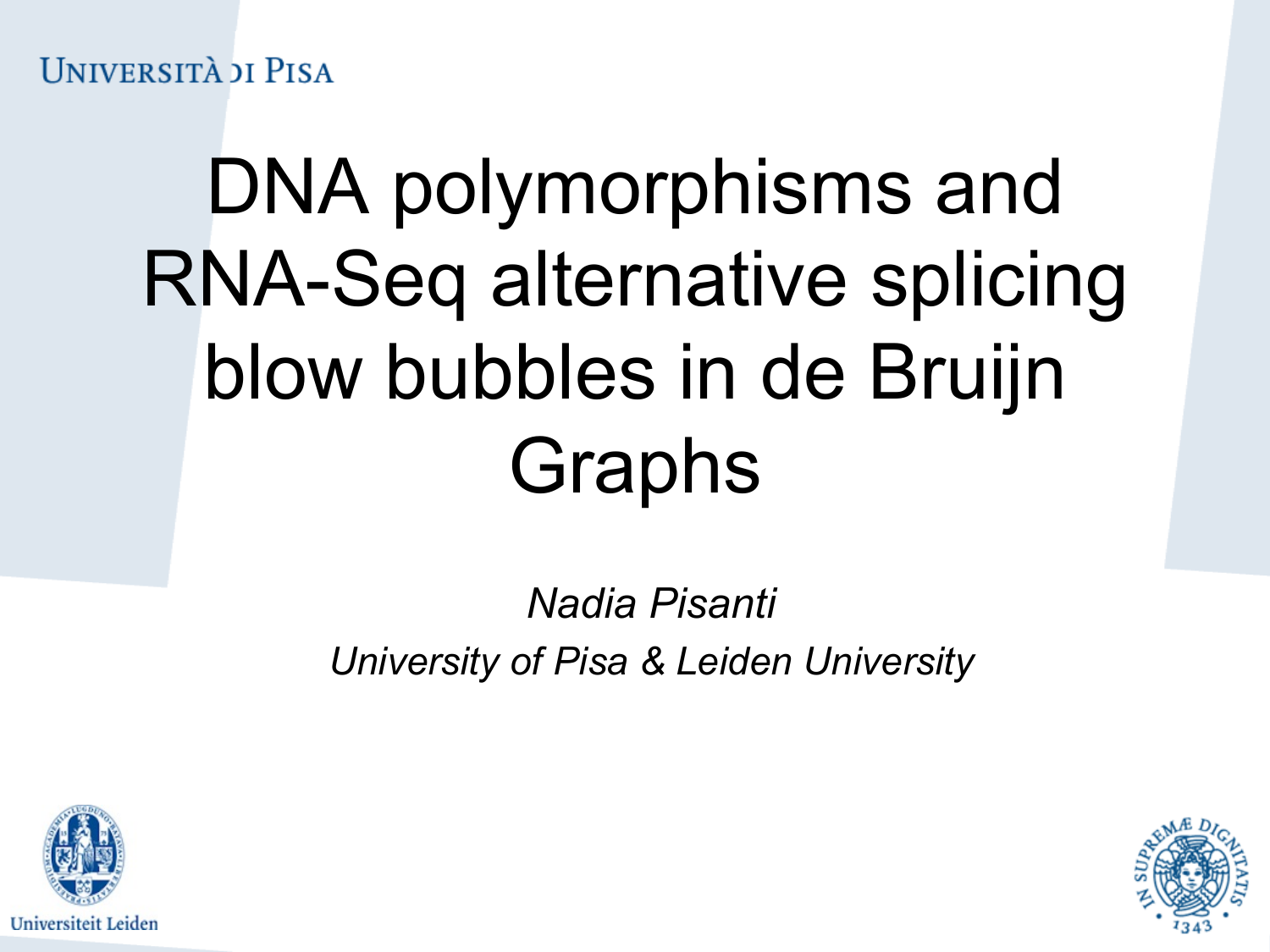Università di Pisa

# DNA polymorphisms and RNA-Seq alternative splicing blow bubbles in de Bruijn Graphs

*Nadia Pisanti*

*University of Pisa & Leiden University*

Universiteit Leiden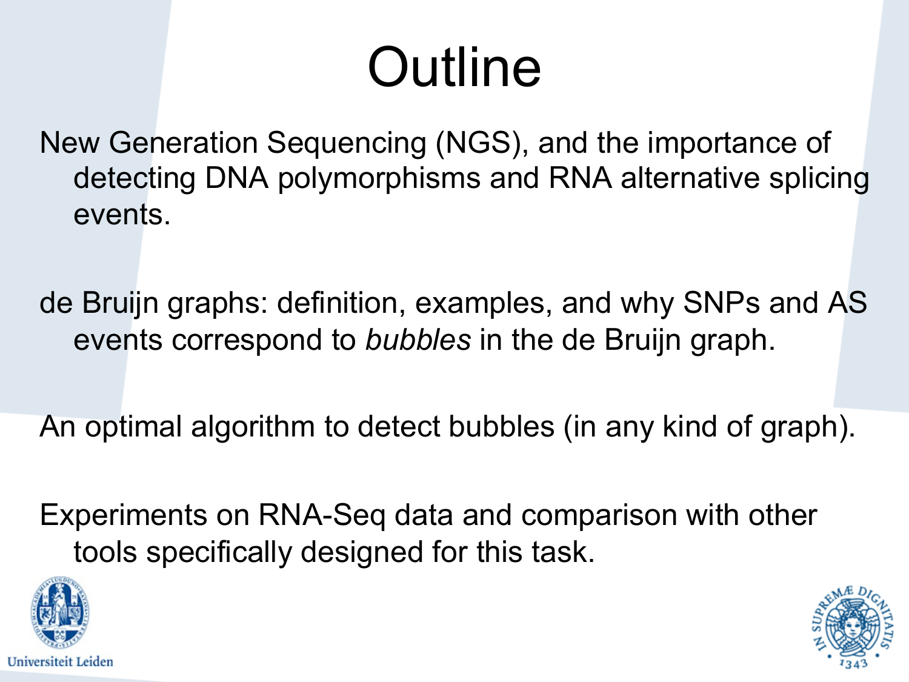# Outline

New Generation Sequencing (NGS), and the importance of detecting DNA polymorphisms and RNA alternative splicing events.

de Bruijn graphs: definition, examples, and why SNPs and AS events correspond to *bubbles* in the de Bruijn graph.

An optimal algorithm to detect bubbles (in any kind of graph).

Experiments on RNA-Seq data and comparison with other tools specifically designed for this task.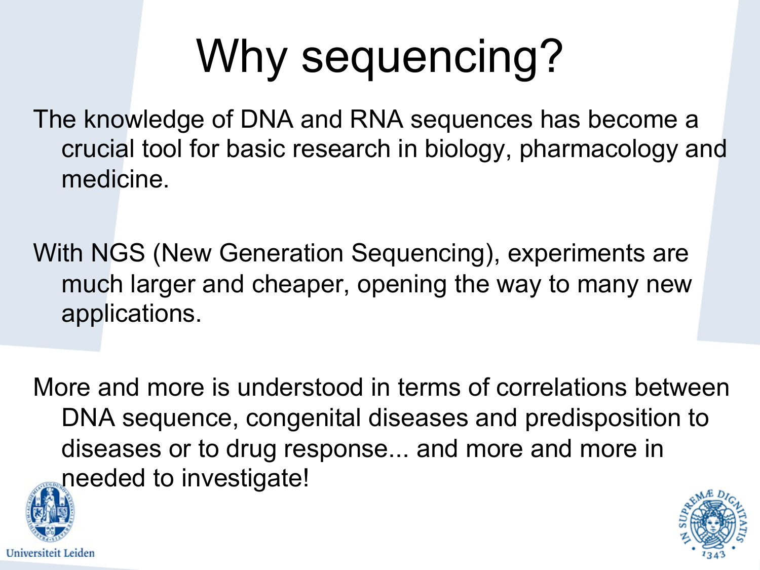# Why sequencing?

The knowledge of DNA and RNA sequences has become a crucial tool for basic research in biology, pharmacology and medicine.

With NGS (New Generation Sequencing), experiments are much larger and cheaper, opening the way to many new applications.

More and more is understood in terms of correlations between DNA sequence, congenital diseases and predisposition to diseases or to drug response... and more and more in needed to investigate!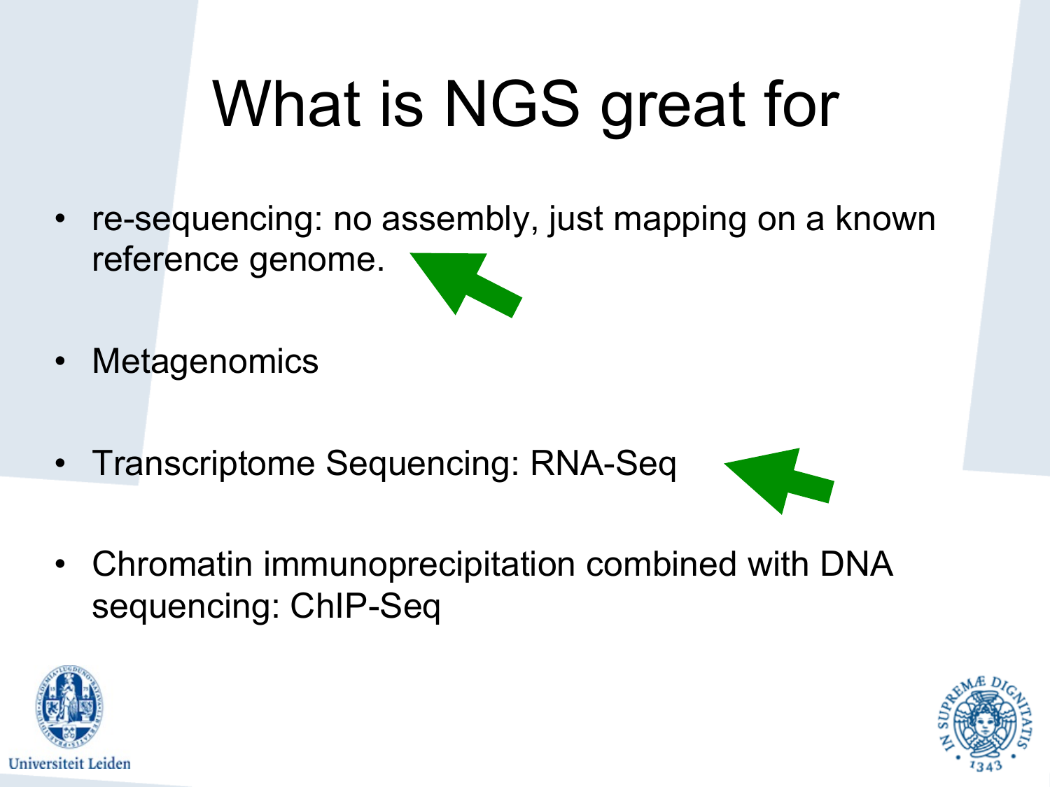# What is NGS great for

- re-sequencing: no assembly, just mapping on a known reference genome.
- Metagenomics
- Transcriptome Sequencing: RNA-Seq
- Chromatin immunoprecipitation combined with DNA sequencing: ChIP-Seq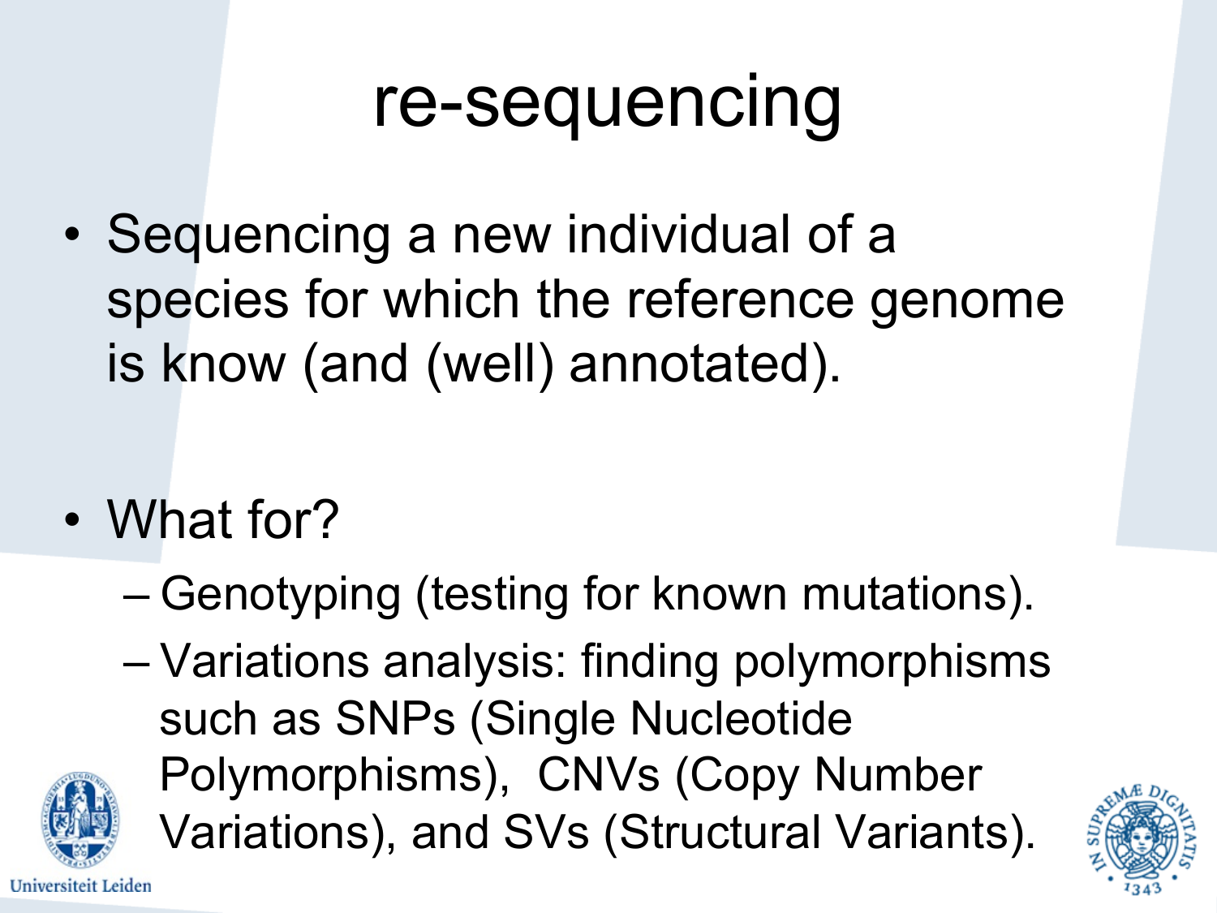# re-sequencing

- Sequencing a new individual of a species for which the reference genome is know (and (well) annotated).

- What for?
  - Genotyping (testing for known mutations).
  - Variations analysis: finding polymorphisms such as SNPs (Single Nucleotide Polymorphisms), CNVs (Copy Number Variations), and SVs (Structural Variants).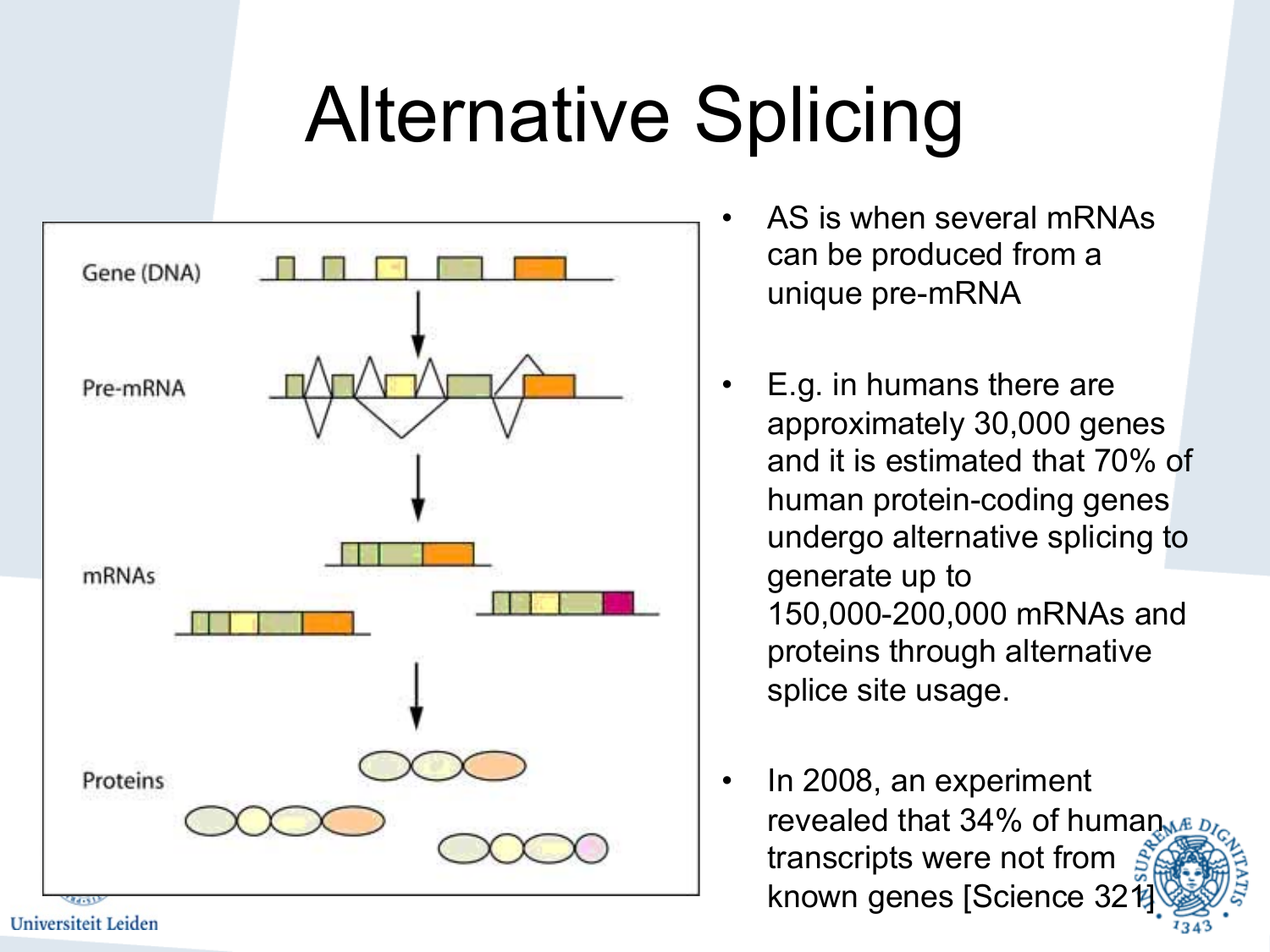# Alternative Splicing

- AS is when several mRNAs can be produced from a unique pre-mRNA
- E.g. in humans there are approximately 30,000 genes and it is estimated that 70% of human protein-coding genes undergo alternative splicing to generate up to 150,000-200,000 mRNAs and proteins through alternative splice site usage.
- In 2008, an experiment revealed that 34% of human transcripts were not from known genes [Science 321]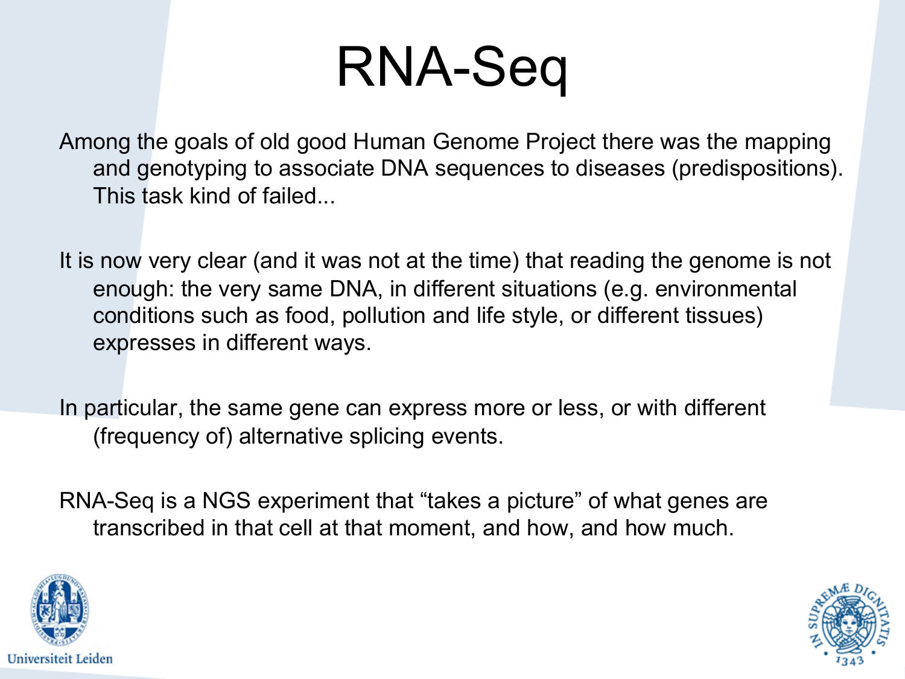# RNA-Seq

Among the goals of old good Human Genome Project there was the mapping and genotyping to associate DNA sequences to diseases (predispositions). This task kind of failed...

It is now very clear (and it was not at the time) that reading the genome is not enough: the very same DNA, in different situations (e.g. environmental conditions such as food, pollution and life style, or different tissues) expresses in different ways.

In particular, the same gene can express more or less, or with different (frequency of) alternative splicing events.

RNA-Seq is a NGS experiment that "takes a picture" of what genes are transcribed in that cell at that moment, and how, and how much.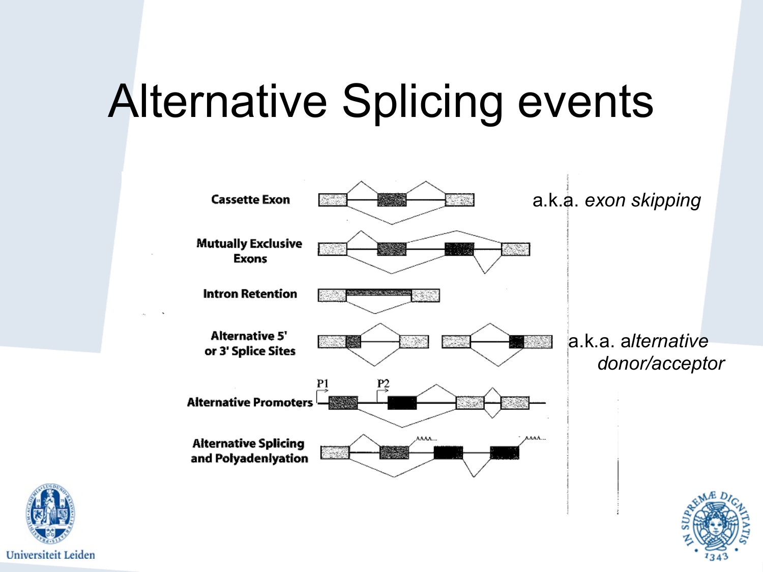# Alternative Splicing events

Cassette Exon — a.k.a. *exon skipping*

Mutually Exclusive Exons

Intron Retention

Alternative 5' or 3' Splice Sites — a.k.a. *alternative donor/acceptor*

Alternative Promoters

Alternative Splicing and Polyadenlyation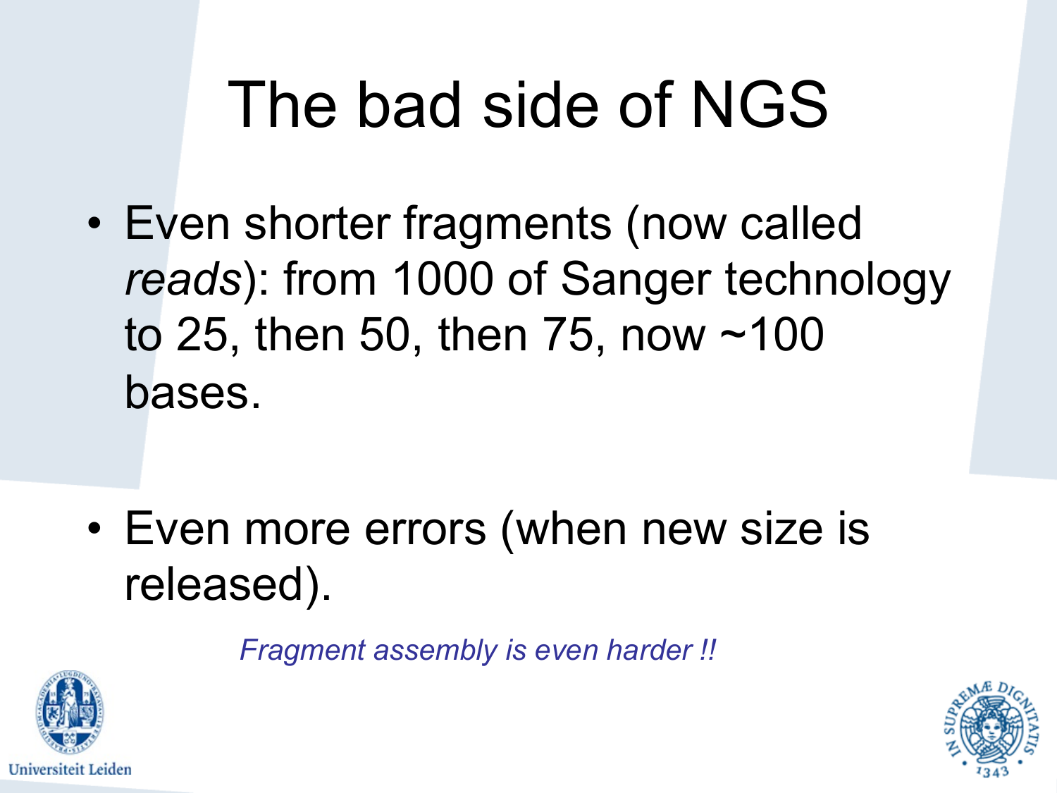# The bad side of NGS

- Even shorter fragments (now called *reads*): from 1000 of Sanger technology to 25, then 50, then 75, now ~100 bases.

- Even more errors (when new size is released).

*Fragment assembly is even harder !!*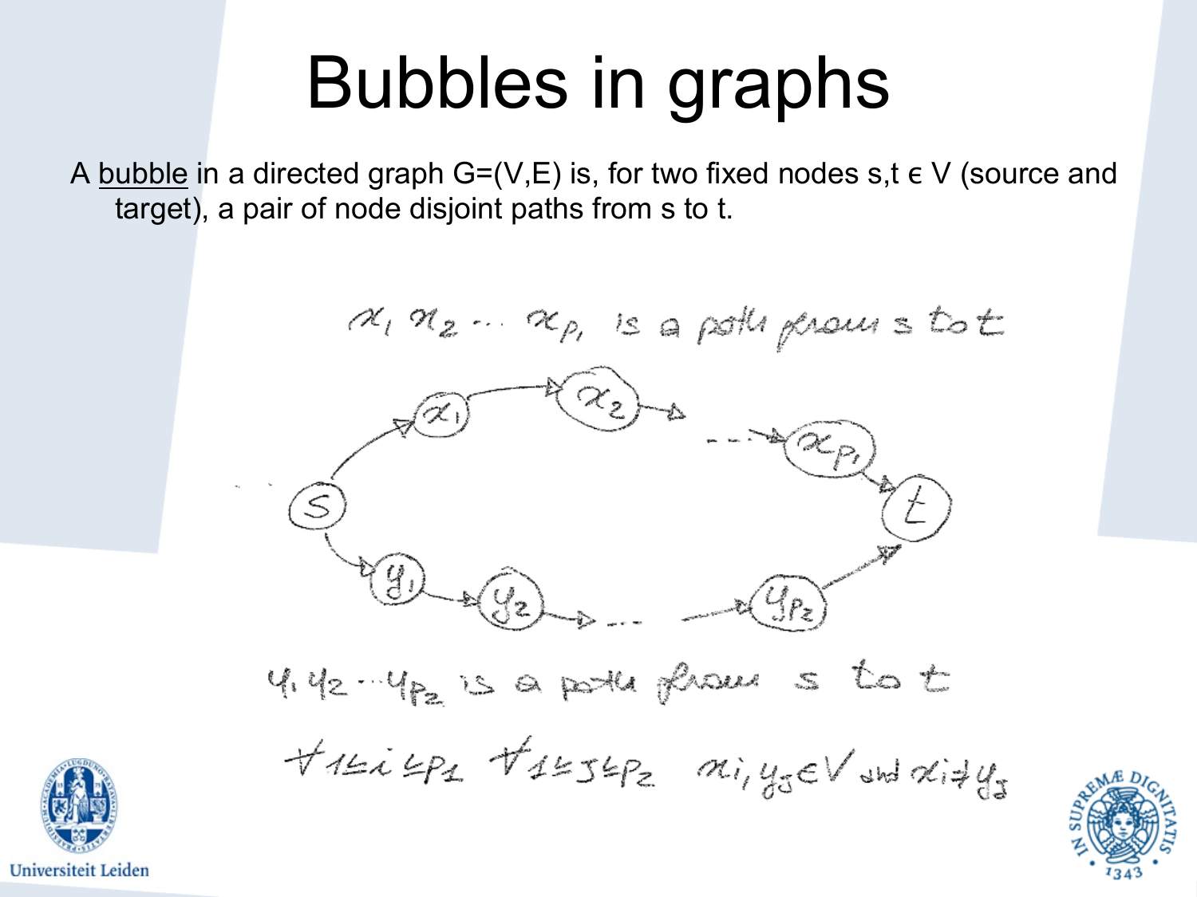# Bubbles in graphs

A bubble in a directed graph G=(V,E) is, for two fixed nodes s,t ϵ V (source and target), a pair of node disjoint paths from s to t.

$x_1 x_2 \cdots x_{p_1}$ is a path from s to t

$y_1 y_2 \cdots y_{p_2}$ is a path from s to t

$\forall 1 \le i \le p_1 \; \forall 1 \le j \le p_2 \quad x_i, y_j \in V$ and $x_i \neq y_j$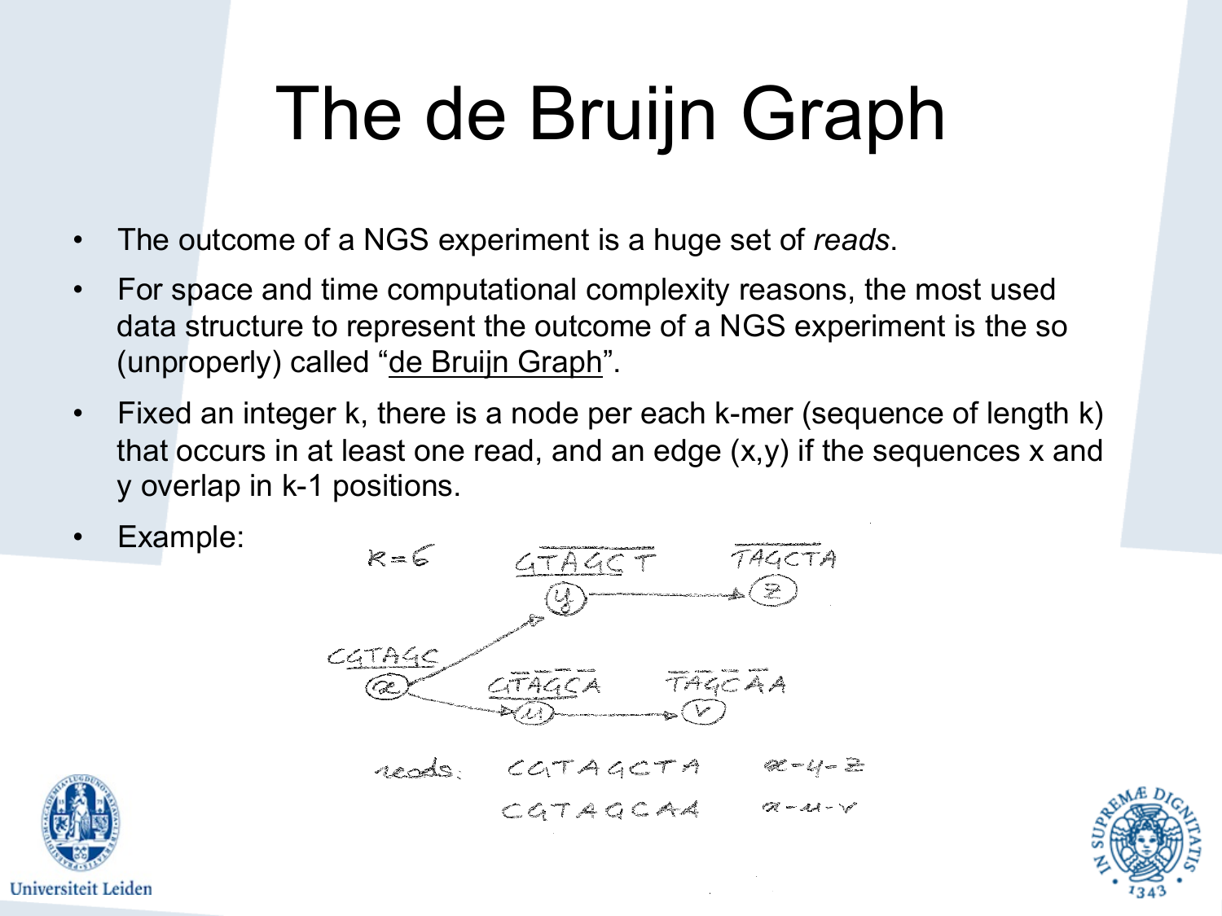# The de Bruijn Graph

- The outcome of a NGS experiment is a huge set of *reads*.
- For space and time computational complexity reasons, the most used data structure to represent the outcome of a NGS experiment is the so (unproperly) called "de Bruijn Graph".
- Fixed an integer k, there is a node per each k-mer (sequence of length k) that occurs in at least one read, and an edge (x,y) if the sequences x and y overlap in k-1 positions.
- Example:

k=6

CGTAGC (x) → GTAGCT (y) → TAGCTA (z)

CGTAGC (x) → GTAGCA (u) → TAGCAA (v)

reads: CGTAGCTA x-y-z

CGTAGCAA x-u-v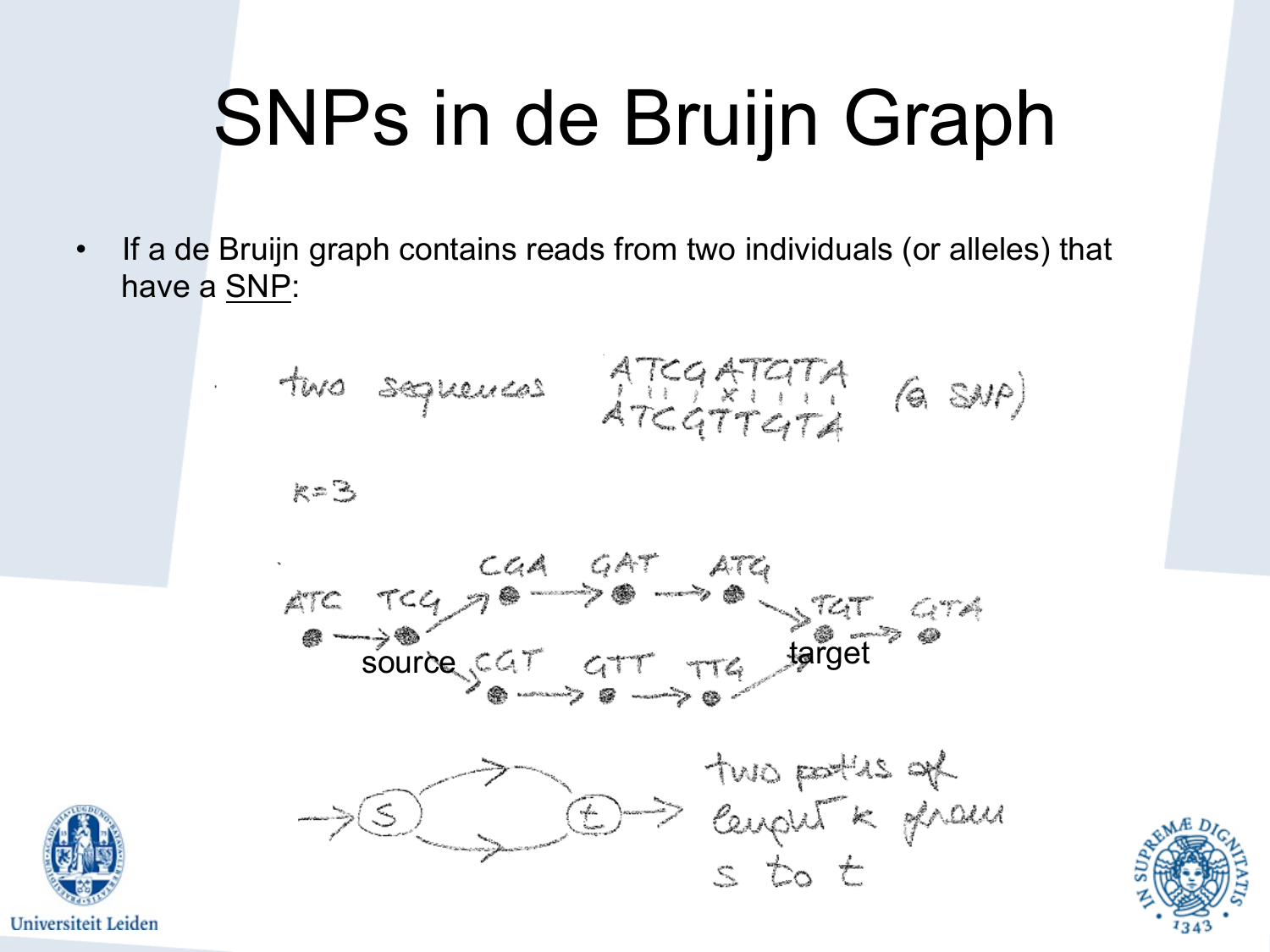# SNPs in de Bruijn Graph

- If a de Bruijn graph contains reads from two individuals (or alleles) that have a SNP:

two sequences ATCGATGTA / ATCGTTGTA (a SNP)

k=3

ATC → TCG → CGA → GAT → ATG → TGT → GTA

TCG → CGT → GTT → TTG → TGT

source: TCG, target: TGT

two paths of length k from s to t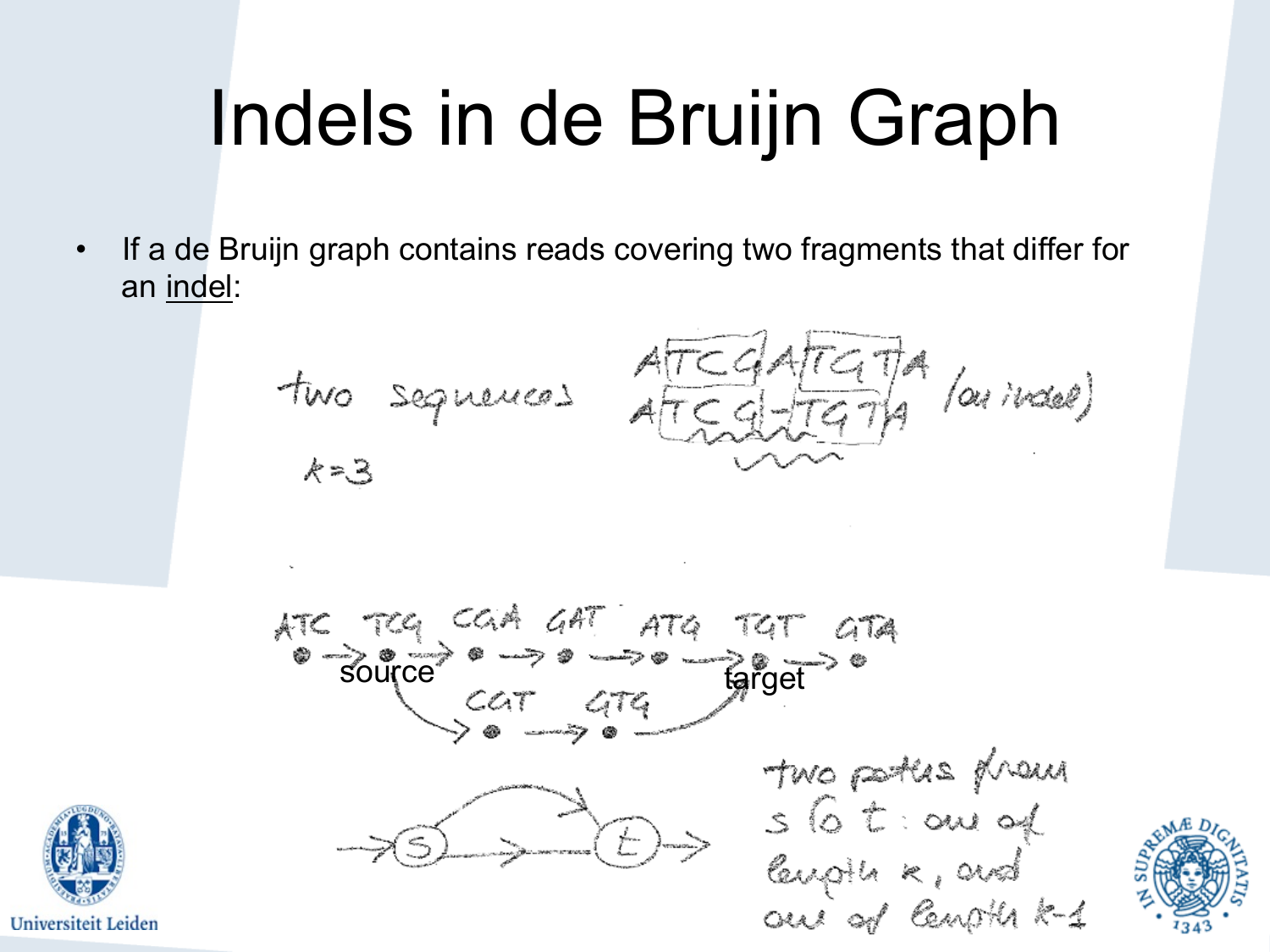# Indels in de Bruijn Graph

- If a de Bruijn graph contains reads covering two fragments that differ for an indel:

two sequences ATCGATGTA / ATCG-TGTA (an indel)

$k=3$

ATC → TCG → CGA → GAT → ATG → TGT → GTA

source: TCG; target: TGT

TCG → CGT → GTG → TGT

two paths from s to t: one of length k, and one of length k-1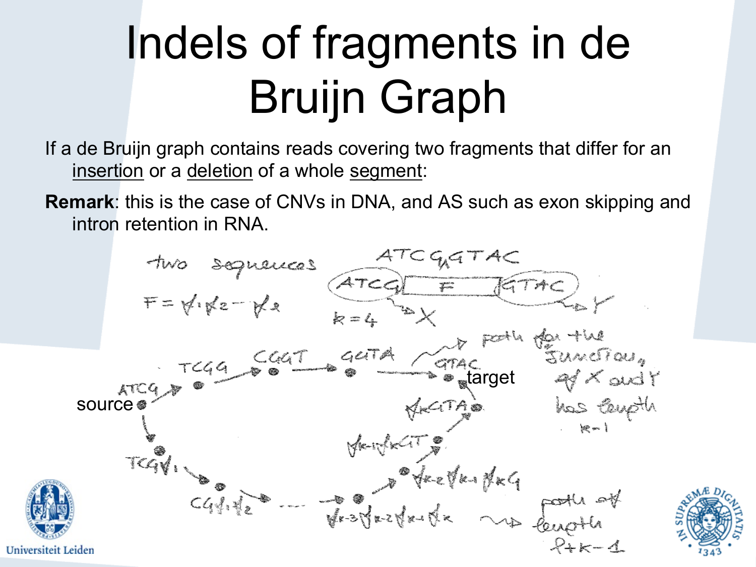# Indels of fragments in de Bruijn Graph

If a de Bruijn graph contains reads covering two fragments that differ for an insertion or a deletion of a whole segment:

**Remark**: this is the case of CNVs in DNA, and AS such as exon skipping and intron retention in RNA.

two sequences ATCGGTAC

$F = \gamma_1\gamma_2 \cdots \gamma_\ell$

ATCG [ F ] GTAC

ATCG → X, GTAC → Y

$k = 4$

source → ATCG → TCGG → CGGT → GGTA → GTAC target

path for the junction of X and Y has length $k-1$

source → TCG$\gamma_1$ → CG$\gamma_1\gamma_2$ → ... → $\gamma_{k-3}\gamma_{k-2}\gamma_{k-1}\gamma_k$ → $\gamma_{k-2}\gamma_{k-1}\gamma_k$G → $\gamma_{k-1}\gamma_k$GT → $\gamma_k$GTA → GTAC target

path of length $\ell+k-1$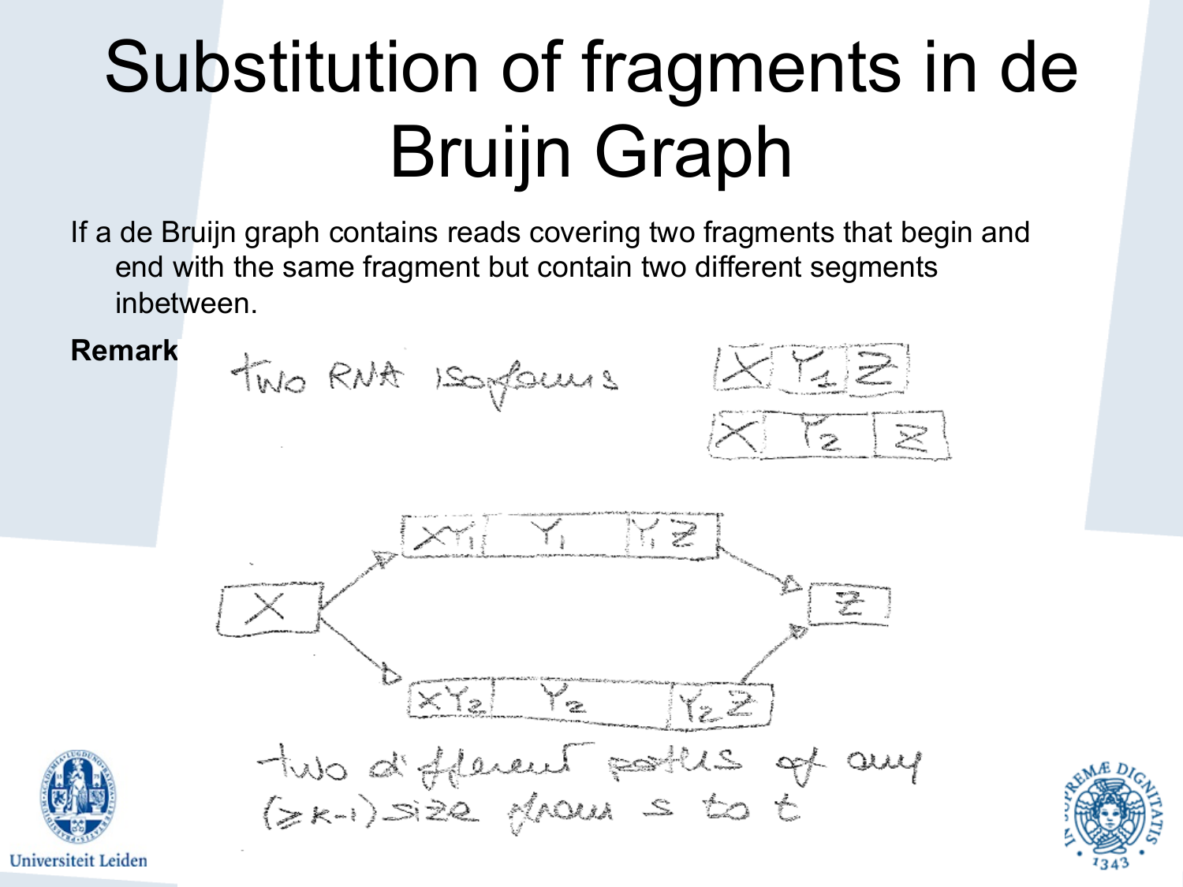# Substitution of fragments in de Bruijn Graph

If a de Bruijn graph contains reads covering two fragments that begin and end with the same fragment but contain two different segments inbetween.

**Remark**

two RNA isoforms

X | $Y_1$ | Z

X | $Y_2$ | Z

X → $XY_1$ | $Y_1$ | $Y_1Z$ → Z

X → $XY_2$ | $Y_2$ | $Y_2Z$ → Z

two different paths of any ($\geq k-1$) size from s to t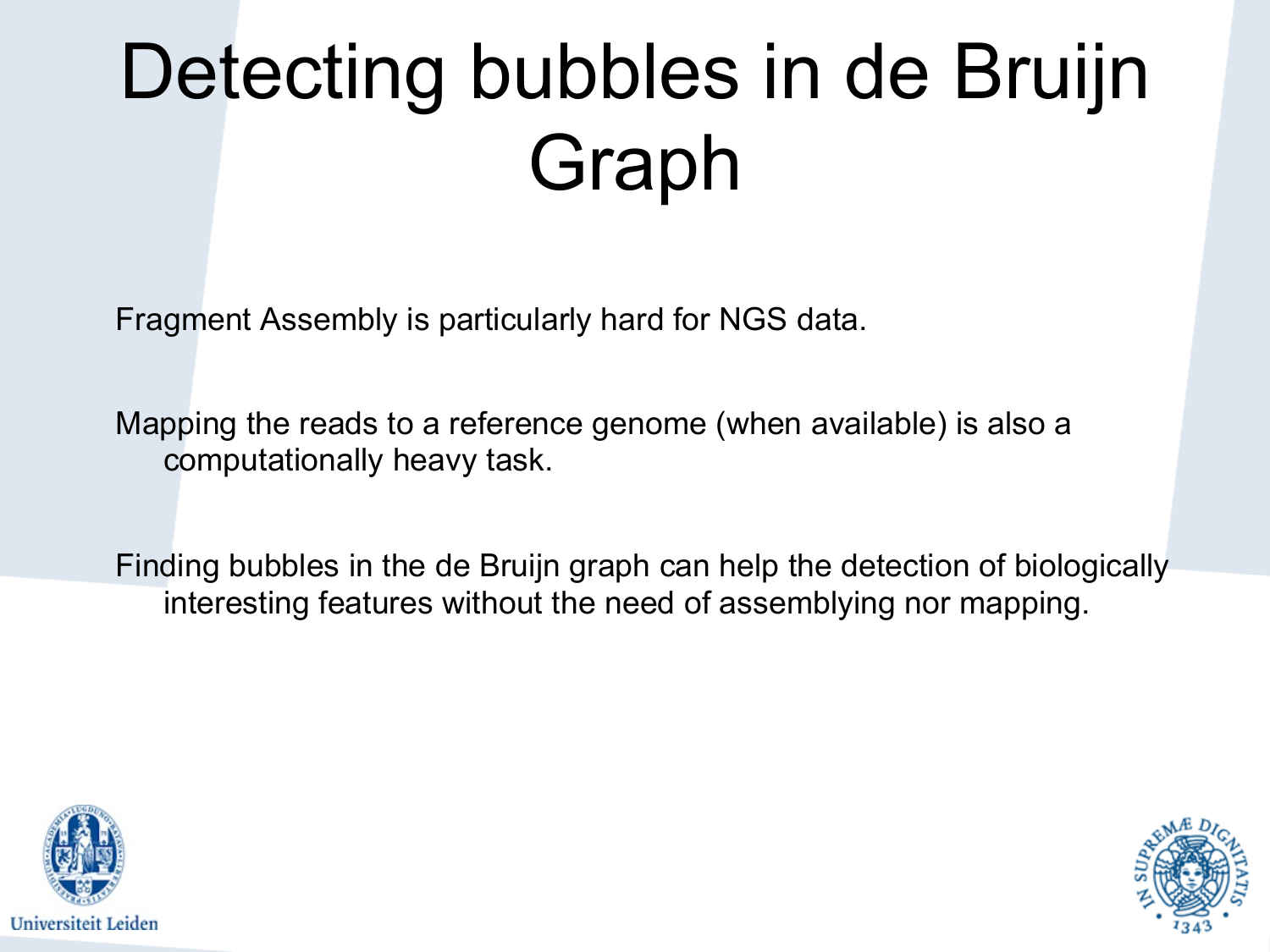# Detecting bubbles in de Bruijn Graph

Fragment Assembly is particularly hard for NGS data.

Mapping the reads to a reference genome (when available) is also a computationally heavy task.

Finding bubbles in the de Bruijn graph can help the detection of biologically interesting features without the need of assemblying nor mapping.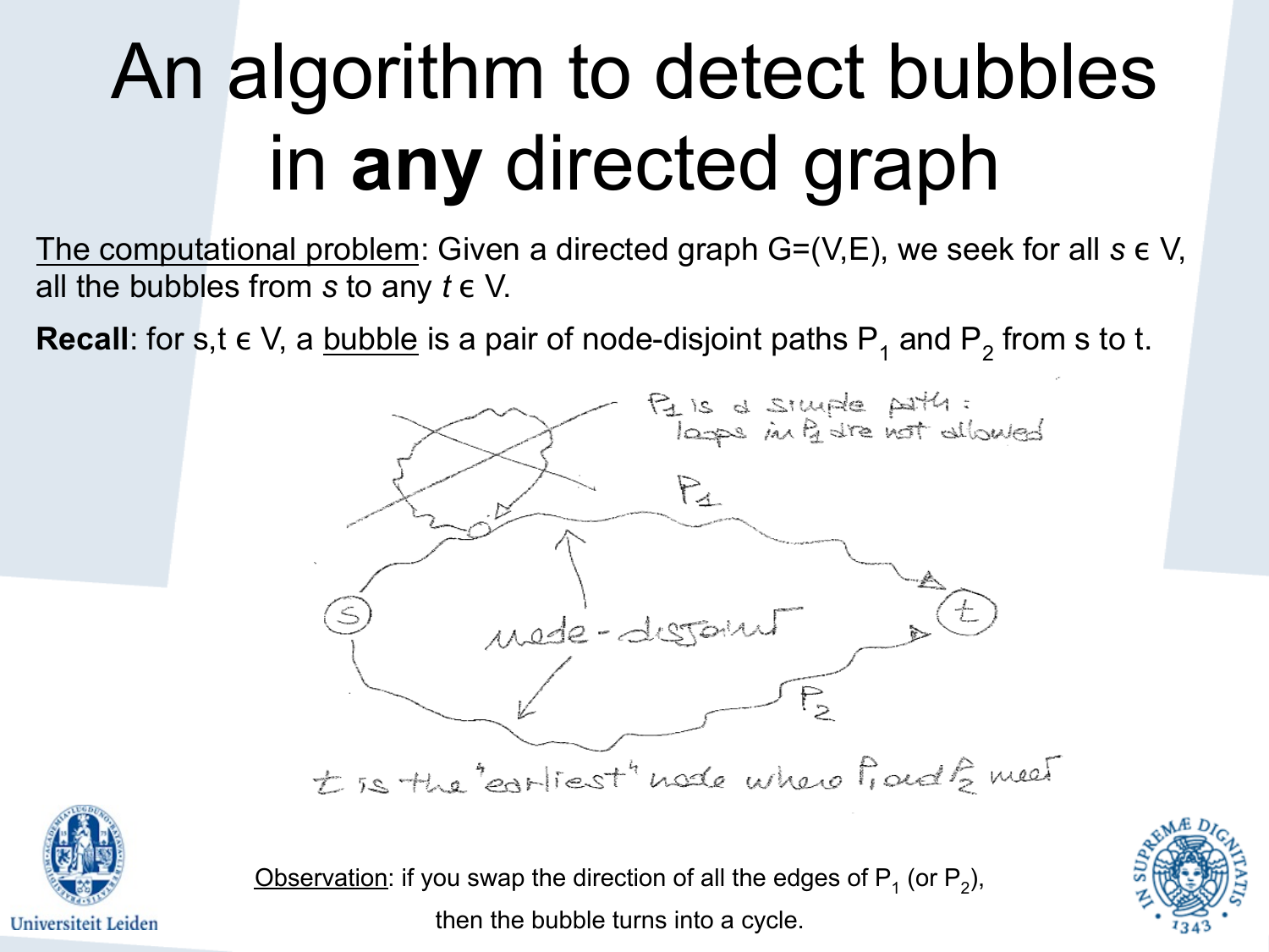# An algorithm to detect bubbles in **any** directed graph

The computational problem: Given a directed graph G=(V,E), we seek for all $s \in V$, all the bubbles from $s$ to any $t \in V$.

**Recall**: for $s,t \in V$, a bubble is a pair of node-disjoint paths $P_1$ and $P_2$ from s to t.

$P_1$ is a simple path: loops in $P_1$ are not allowed

node-disjoint

t is the "earliest" node where $P_1$ and $P_2$ meet

Observation: if you swap the direction of all the edges of $P_1$ (or $P_2$), then the bubble turns into a cycle.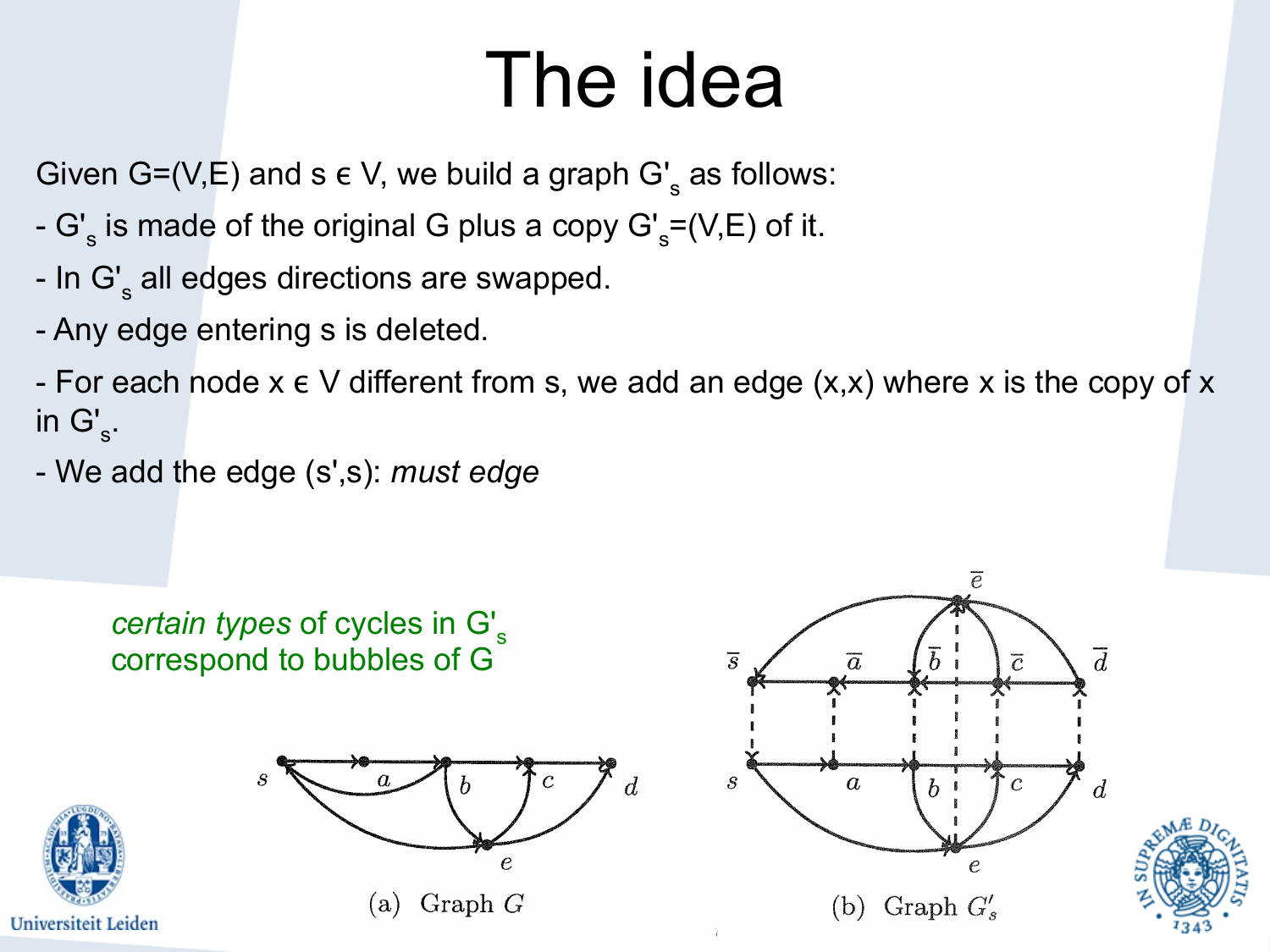# The idea

Given G=(V,E) and s ϵ V, we build a graph $G'_s$ as follows:

- $G'_s$ is made of the original G plus a copy $G'_s$=(V,E) of it.
- In $G'_s$ all edges directions are swapped.
- Any edge entering s is deleted.
- For each node x ϵ V different from s, we add an edge (x,x) where x is the copy of x in $G'_s$.
- We add the edge (s',s): *must edge*

*certain types* of cycles in $G'_s$ correspond to bubbles of G

(a) Graph $G$

(b) Graph $G'_s$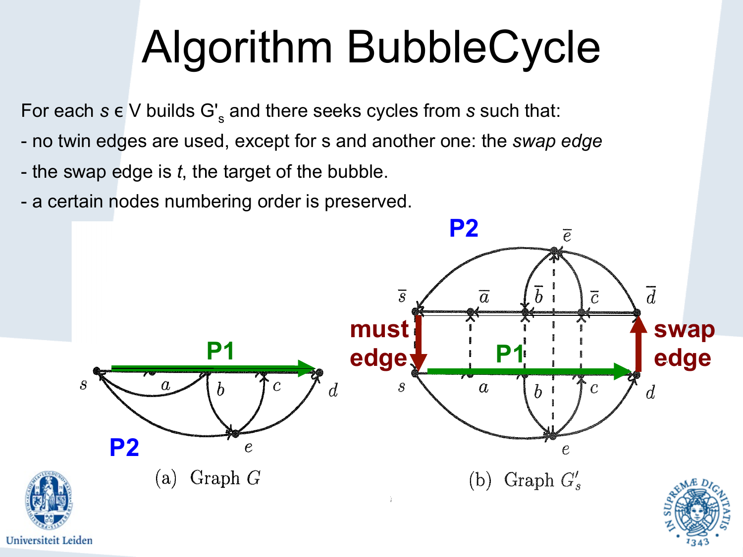# Algorithm BubbleCycle

For each $s \in V$ builds $G'_s$ and there seeks cycles from $s$ such that:

- no twin edges are used, except for s and another one: the *swap edge*
- the swap edge is $t$, the target of the bubble.
- a certain nodes numbering order is preserved.

(a) Graph $G$

(b) Graph $G'_s$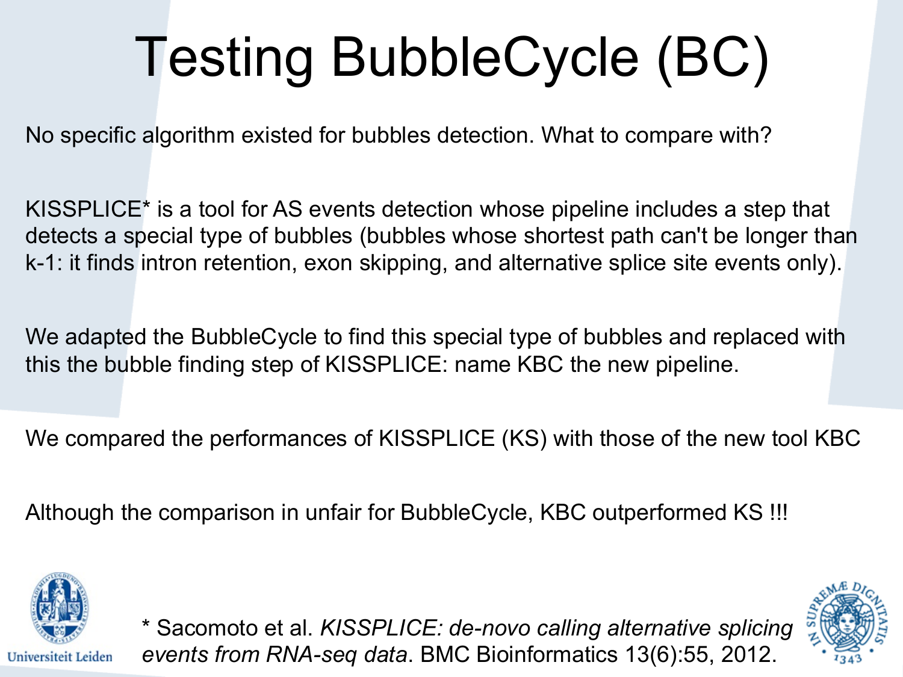# Testing BubbleCycle (BC)

No specific algorithm existed for bubbles detection. What to compare with?

KISSPLICE* is a tool for AS events detection whose pipeline includes a step that detects a special type of bubbles (bubbles whose shortest path can't be longer than k-1: it finds intron retention, exon skipping, and alternative splice site events only).

We adapted the BubbleCycle to find this special type of bubbles and replaced with this the bubble finding step of KISSPLICE: name KBC the new pipeline.

We compared the performances of KISSPLICE (KS) with those of the new tool KBC

Although the comparison in unfair for BubbleCycle, KBC outperformed KS !!!

Universiteit Leiden

* Sacomoto et al. *KISSPLICE: de-novo calling alternative splicing events from RNA-seq data*. BMC Bioinformatics 13(6):55, 2012.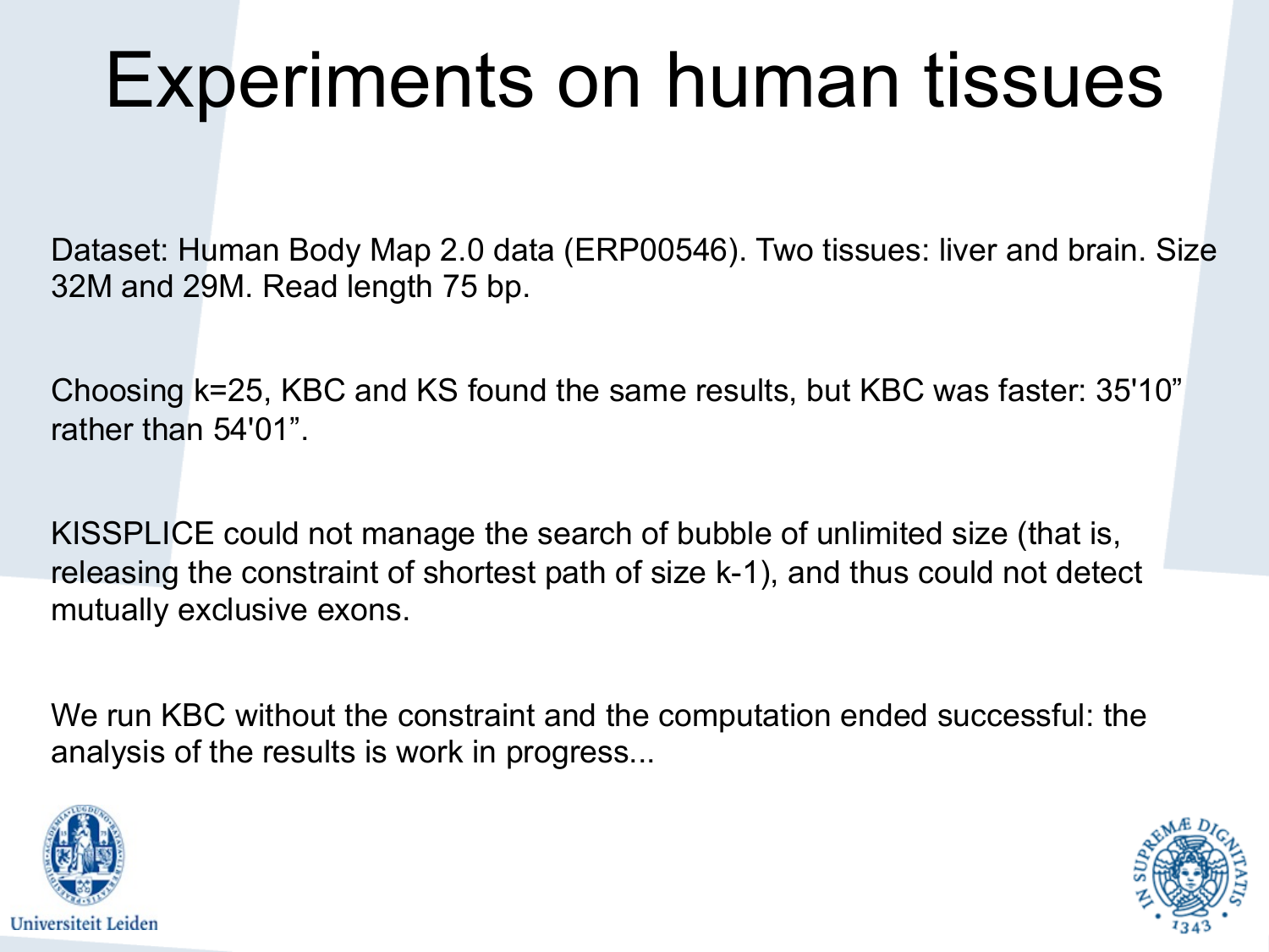# Experiments on human tissues

Dataset: Human Body Map 2.0 data (ERP00546). Two tissues: liver and brain. Size 32M and 29M. Read length 75 bp.

Choosing k=25, KBC and KS found the same results, but KBC was faster: 35'10" rather than 54'01".

KISSPLICE could not manage the search of bubble of unlimited size (that is, releasing the constraint of shortest path of size k-1), and thus could not detect mutually exclusive exons.

We run KBC without the constraint and the computation ended successful: the analysis of the results is work in progress...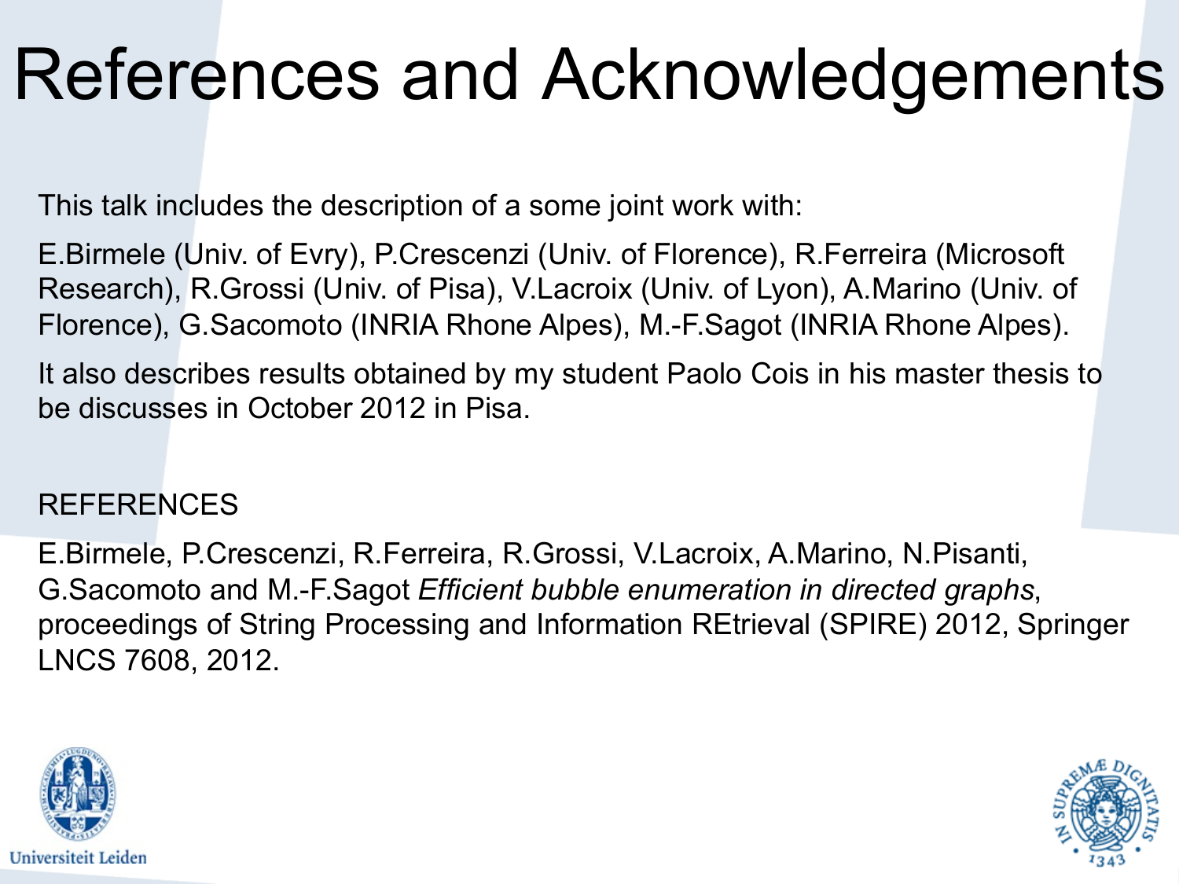# References and Acknowledgements

This talk includes the description of a some joint work with:

E.Birmele (Univ. of Evry), P.Crescenzi (Univ. of Florence), R.Ferreira (Microsoft Research), R.Grossi (Univ. of Pisa), V.Lacroix (Univ. of Lyon), A.Marino (Univ. of Florence), G.Sacomoto (INRIA Rhone Alpes), M.-F.Sagot (INRIA Rhone Alpes).

It also describes results obtained by my student Paolo Cois in his master thesis to be discusses in October 2012 in Pisa.

REFERENCES

E.Birmele, P.Crescenzi, R.Ferreira, R.Grossi, V.Lacroix, A.Marino, N.Pisanti, G.Sacomoto and M.-F.Sagot *Efficient bubble enumeration in directed graphs*, proceedings of String Processing and Information REtrieval (SPIRE) 2012, Springer LNCS 7608, 2012.

Universiteit Leiden